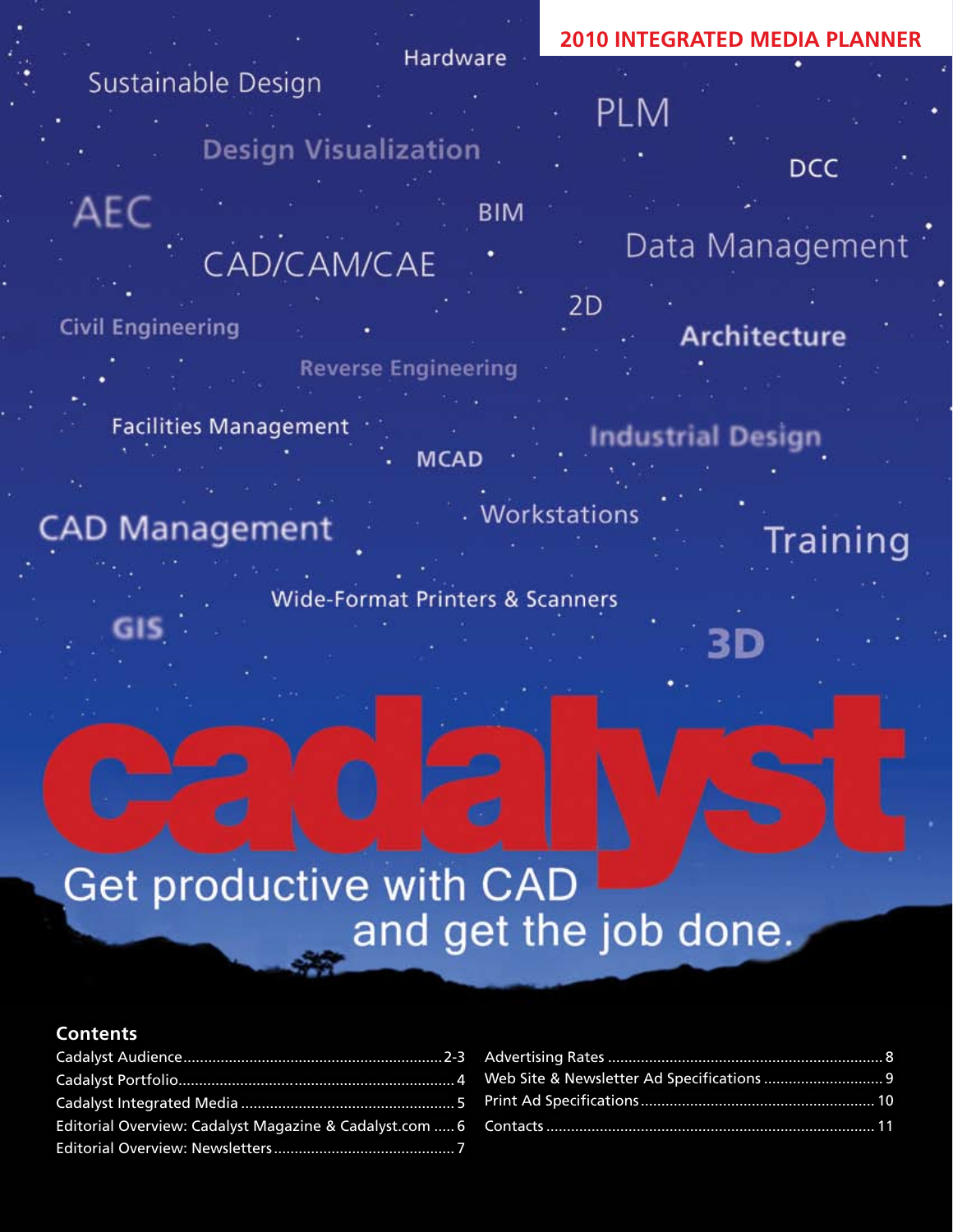**2010 INTEGRATED MEDIA PLANNER**

Sustainable Design

Hardware

Design Visualization

PLM

DCC

AEC

BIM

CAD/CAM/CAE

Data Management

2D

Civil Engineering

Architecture

Reverse Engineering

Facilities Management

Industrial Design

MCAD

CAD Management

Workstations

Training

Wide-Format Printers & Scanners

GIS

3D

# cadalyst

Get productive with CAD and get the job done.

## Contents

- Cadalyst Audience ........ 2-3
- Cadalyst Portfolio ........ 4
- Cadalyst Integrated Media ........ 5
- Editorial Overview: Cadalyst Magazine & Cadalyst.com ........ 6
- Editorial Overview: Newsletters ........ 7
- Advertising Rates ........ 8
- Web Site & Newsletter Ad Specifications ........ 9
- Print Ad Specifications ........ 10
- Contacts ........ 11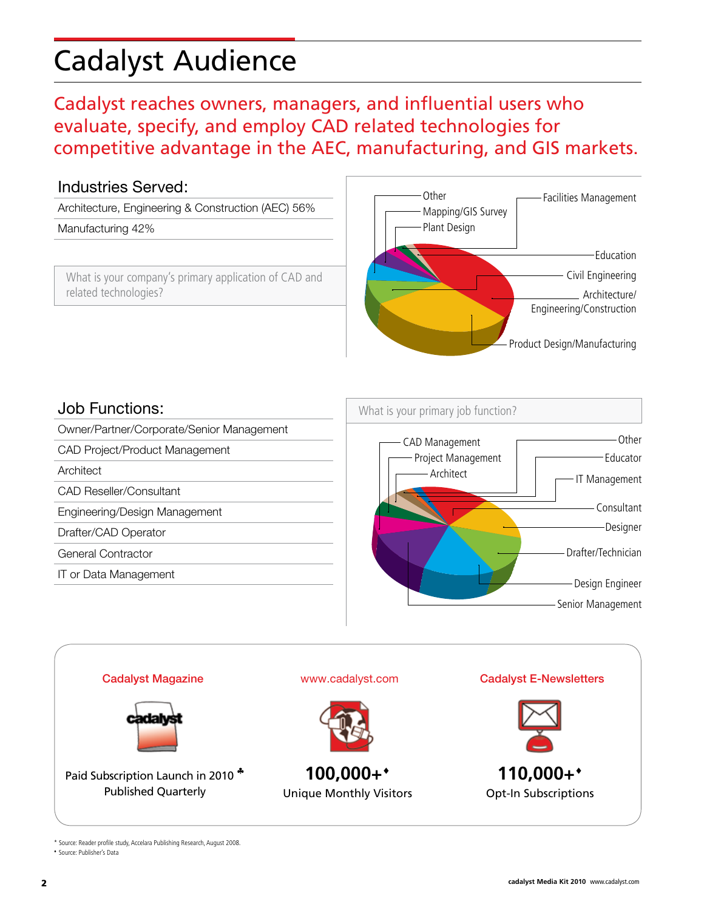# Cadalyst Audience

Cadalyst reaches owners, managers, and influential users who evaluate, specify, and employ CAD related technologies for competitive advantage in the AEC, manufacturing, and GIS markets.

## Industries Served:

- Architecture, Engineering & Construction (AEC) 56%
- Manufacturing 42%

What is your company's primary application of CAD and related technologies?

Other
Mapping/GIS Survey
Plant Design
Facilities Management
Education
Civil Engineering
Architecture/ Engineering/Construction
Product Design/Manufacturing

## Job Functions:

- Owner/Partner/Corporate/Senior Management
- CAD Project/Product Management
- Architect
- CAD Reseller/Consultant
- Engineering/Design Management
- Drafter/CAD Operator
- General Contractor
- IT or Data Management

What is your primary job function?

CAD Management
Project Management
Architect
Other
Educator
IT Management
Consultant
Designer
Drafter/Technician
Design Engineer
Senior Management

**Cadalyst Magazine**

Paid Subscription Launch in 2010 ♣
Published Quarterly

**www.cadalyst.com**

**100,000+♦**
Unique Monthly Visitors

**Cadalyst E-Newsletters**

**110,000+♦**
Opt-In Subscriptions

♣ Source: Reader profile study, Accelara Publishing Research, August 2008.
♦ Source: Publisher's Data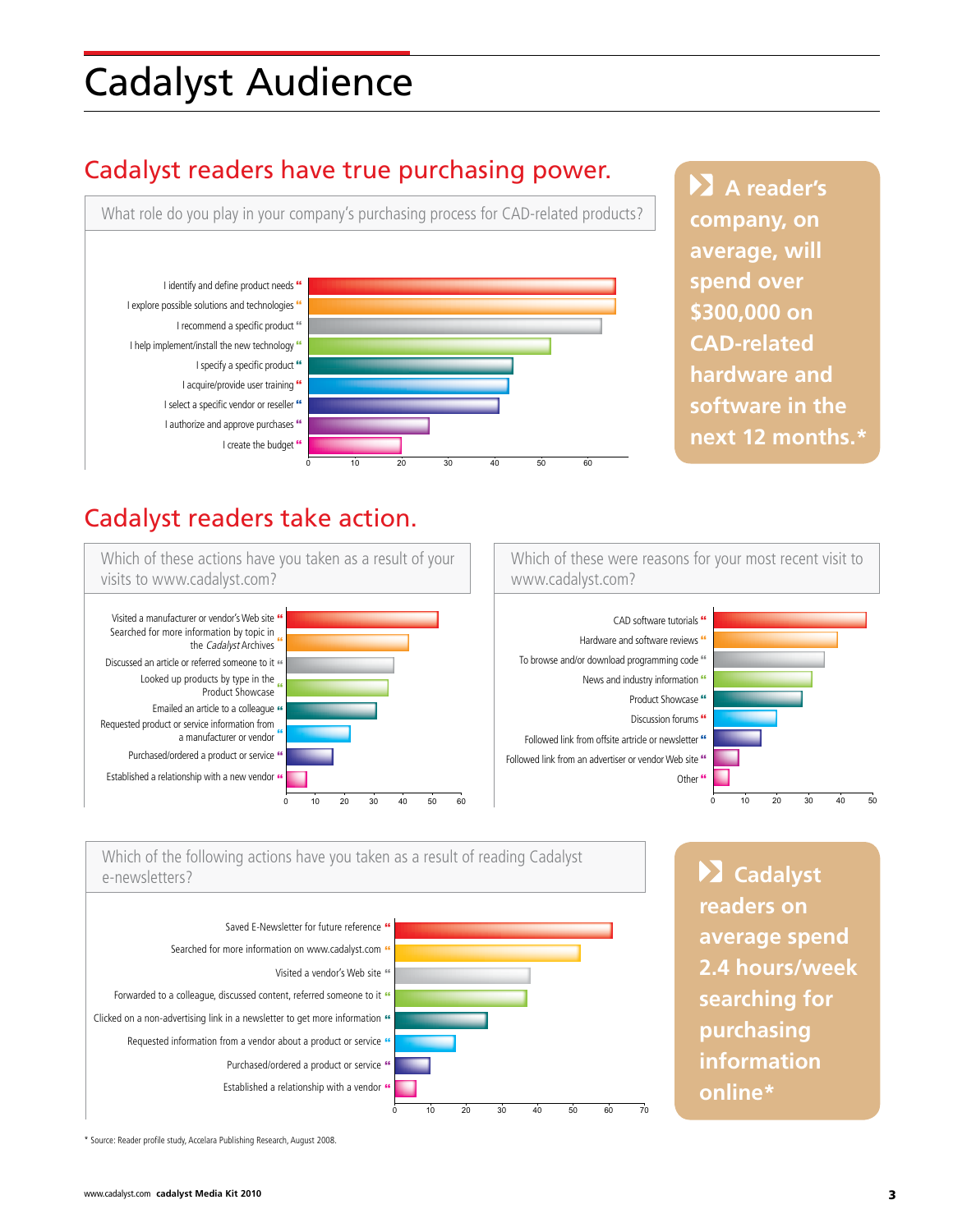# Cadalyst Audience

## Cadalyst readers have true purchasing power.

What role do you play in your company's purchasing process for CAD-related products?

- I identify and define product needs
- I explore possible solutions and technologies
- I recommend a specific product
- I help implement/install the new technology
- I specify a specific product
- I acquire/provide user training
- I select a specific vendor or reseller
- I authorize and approve purchases
- I create the budget

0 10 20 30 40 50 60

**A reader's company, on average, will spend over $300,000 on CAD-related hardware and software in the next 12 months.***

## Cadalyst readers take action.

Which of these actions have you taken as a result of your visits to www.cadalyst.com?

- Visited a manufacturer or vendor's Web site
- Searched for more information by topic in the *Cadalyst* Archives
- Discussed an article or referred someone to it
- Looked up products by type in the Product Showcase
- Emailed an article to a colleague
- Requested product or service information from a manufacturer or vendor
- Purchased/ordered a product or service
- Established a relationship with a new vendor

0 10 20 30 40 50 60

Which of these were reasons for your most recent visit to www.cadalyst.com?

- CAD software tutorials
- Hardware and software reviews
- To browse and/or download programming code
- News and industry information
- Product Showcase
- Discussion forums
- Followed link from offsite article or newsletter
- Followed link from an advertiser or vendor Web site
- Other

0 10 20 30 40 50

Which of the following actions have you taken as a result of reading Cadalyst e-newsletters?

- Saved E-Newsletter for future reference
- Searched for more information on www.cadalyst.com
- Visited a vendor's Web site
- Forwarded to a colleague, discussed content, referred someone to it
- Clicked on a non-advertising link in a newsletter to get more information
- Requested information from a vendor about a product or service
- Purchased/ordered a product or service
- Established a relationship with a vendor

0 10 20 30 40 50 60 70

**Cadalyst readers on average spend 2.4 hours/week searching for purchasing information online***

* Source: Reader profile study, Accelara Publishing Research, August 2008.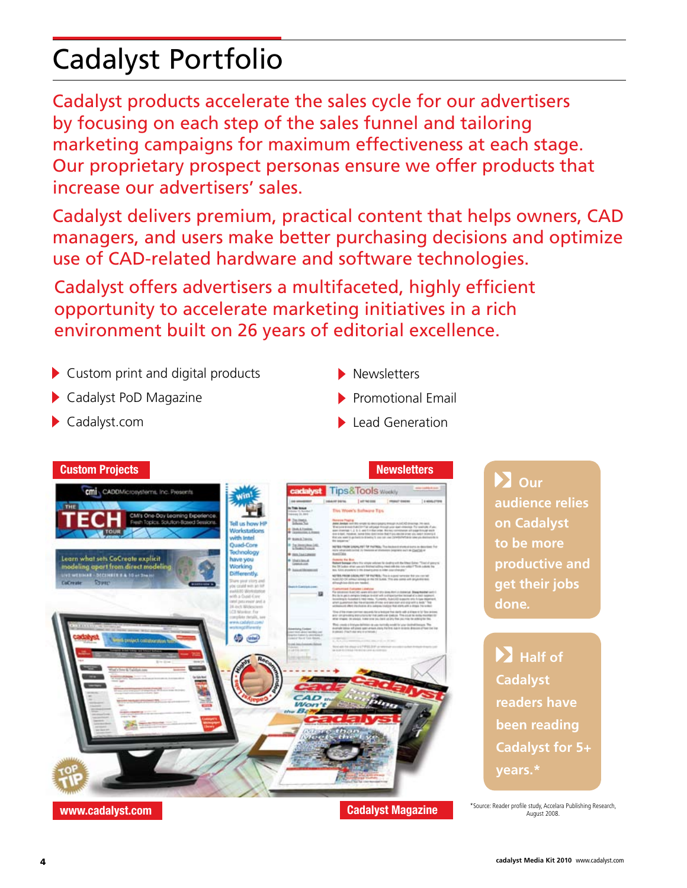# Cadalyst Portfolio

Cadalyst products accelerate the sales cycle for our advertisers by focusing on each step of the sales funnel and tailoring marketing campaigns for maximum effectiveness at each stage. Our proprietary prospect personas ensure we offer products that increase our advertisers' sales.

Cadalyst delivers premium, practical content that helps owners, CAD managers, and users make better purchasing decisions and optimize use of CAD-related hardware and software technologies.

Cadalyst offers advertisers a multifaceted, highly efficient opportunity to accelerate marketing initiatives in a rich environment built on 26 years of editorial excellence.

- Custom print and digital products
- Cadalyst PoD Magazine
- Cadalyst.com
- Newsletters
- Promotional Email
- Lead Generation

**Custom Projects**

**Newsletters**

**www.cadalyst.com**

**Cadalyst Magazine**

**Our audience relies on Cadalyst to be more productive and get their jobs done.**

**Half of Cadalyst readers have been reading Cadalyst for 5+ years.***

*Source: Reader profile study, Accelara Publishing Research, August 2008.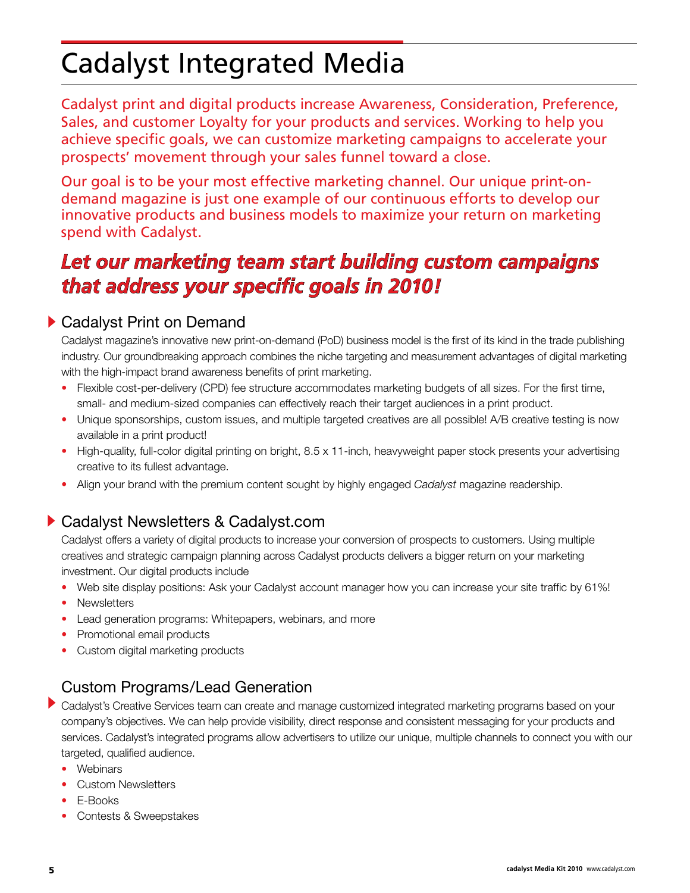# Cadalyst Integrated Media

Cadalyst print and digital products increase Awareness, Consideration, Preference, Sales, and customer Loyalty for your products and services. Working to help you achieve specific goals, we can customize marketing campaigns to accelerate your prospects' movement through your sales funnel toward a close.

Our goal is to be your most effective marketing channel. Our unique print-on-demand magazine is just one example of our continuous efforts to develop our innovative products and business models to maximize your return on marketing spend with Cadalyst.

***Let our marketing team start building custom campaigns that address your specific goals in 2010!***

## Cadalyst Print on Demand

Cadalyst magazine's innovative new print-on-demand (PoD) business model is the first of its kind in the trade publishing industry. Our groundbreaking approach combines the niche targeting and measurement advantages of digital marketing with the high-impact brand awareness benefits of print marketing.

- Flexible cost-per-delivery (CPD) fee structure accommodates marketing budgets of all sizes. For the first time, small- and medium-sized companies can effectively reach their target audiences in a print product.
- Unique sponsorships, custom issues, and multiple targeted creatives are all possible! A/B creative testing is now available in a print product!
- High-quality, full-color digital printing on bright, 8.5 x 11-inch, heavyweight paper stock presents your advertising creative to its fullest advantage.
- Align your brand with the premium content sought by highly engaged *Cadalyst* magazine readership.

## Cadalyst Newsletters & Cadalyst.com

Cadalyst offers a variety of digital products to increase your conversion of prospects to customers. Using multiple creatives and strategic campaign planning across Cadalyst products delivers a bigger return on your marketing investment. Our digital products include

- Web site display positions: Ask your Cadalyst account manager how you can increase your site traffic by 61%!
- Newsletters
- Lead generation programs: Whitepapers, webinars, and more
- Promotional email products
- Custom digital marketing products

## Custom Programs/Lead Generation

Cadalyst's Creative Services team can create and manage customized integrated marketing programs based on your company's objectives. We can help provide visibility, direct response and consistent messaging for your products and services. Cadalyst's integrated programs allow advertisers to utilize our unique, multiple channels to connect you with our targeted, qualified audience.

- Webinars
- Custom Newsletters
- E-Books
- Contests & Sweepstakes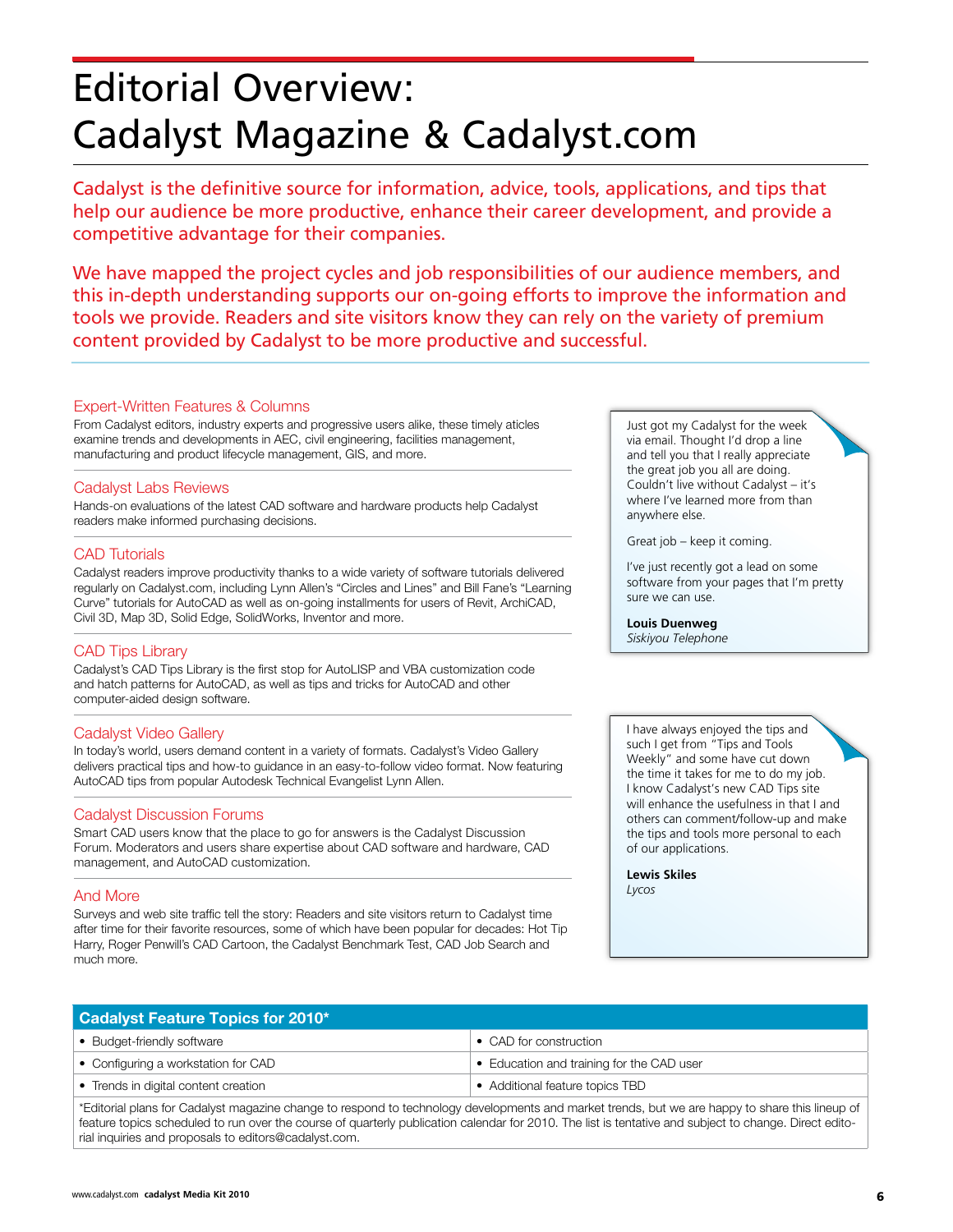# Editorial Overview: Cadalyst Magazine & Cadalyst.com

Cadalyst is the definitive source for information, advice, tools, applications, and tips that help our audience be more productive, enhance their career development, and provide a competitive advantage for their companies.

We have mapped the project cycles and job responsibilities of our audience members, and this in-depth understanding supports our on-going efforts to improve the information and tools we provide. Readers and site visitors know they can rely on the variety of premium content provided by Cadalyst to be more productive and successful.

### Expert-Written Features & Columns

From Cadalyst editors, industry experts and progressive users alike, these timely aticles examine trends and developments in AEC, civil engineering, facilities management, manufacturing and product lifecycle management, GIS, and more.

### Cadalyst Labs Reviews

Hands-on evaluations of the latest CAD software and hardware products help Cadalyst readers make informed purchasing decisions.

### CAD Tutorials

Cadalyst readers improve productivity thanks to a wide variety of software tutorials delivered regularly on Cadalyst.com, including Lynn Allen's "Circles and Lines" and Bill Fane's "Learning Curve" tutorials for AutoCAD as well as on-going installments for users of Revit, ArchiCAD, Civil 3D, Map 3D, Solid Edge, SolidWorks, Inventor and more.

### CAD Tips Library

Cadalyst's CAD Tips Library is the first stop for AutoLISP and VBA customization code and hatch patterns for AutoCAD, as well as tips and tricks for AutoCAD and other computer-aided design software.

### Cadalyst Video Gallery

In today's world, users demand content in a variety of formats. Cadalyst's Video Gallery delivers practical tips and how-to guidance in an easy-to-follow video format. Now featuring AutoCAD tips from popular Autodesk Technical Evangelist Lynn Allen.

### Cadalyst Discussion Forums

Smart CAD users know that the place to go for answers is the Cadalyst Discussion Forum. Moderators and users share expertise about CAD software and hardware, CAD management, and AutoCAD customization.

### And More

Surveys and web site traffic tell the story: Readers and site visitors return to Cadalyst time after time for their favorite resources, some of which have been popular for decades: Hot Tip Harry, Roger Penwill's CAD Cartoon, the Cadalyst Benchmark Test, CAD Job Search and much more.

> Just got my Cadalyst for the week via email. Thought I'd drop a line and tell you that I really appreciate the great job you all are doing. Couldn't live without Cadalyst – it's where I've learned more from than anywhere else.
>
> Great job – keep it coming.
>
> I've just recently got a lead on some software from your pages that I'm pretty sure we can use.
>
> **Louis Duenweg**
> *Siskiyou Telephone*

> I have always enjoyed the tips and such I get from "Tips and Tools Weekly" and some have cut down the time it takes for me to do my job. I know Cadalyst's new CAD Tips site will enhance the usefulness in that I and others can comment/follow-up and make the tips and tools more personal to each of our applications.
>
> **Lewis Skiles**
> *Lycos*

| Cadalyst Feature Topics for 2010* | |
|---|---|
| • Budget-friendly software | • CAD for construction |
| • Configuring a workstation for CAD | • Education and training for the CAD user |
| • Trends in digital content creation | • Additional feature topics TBD |

*Editorial plans for Cadalyst magazine change to respond to technology developments and market trends, but we are happy to share this lineup of feature topics scheduled to run over the course of quarterly publication calendar for 2010. The list is tentative and subject to change. Direct editorial inquiries and proposals to editors@cadalyst.com.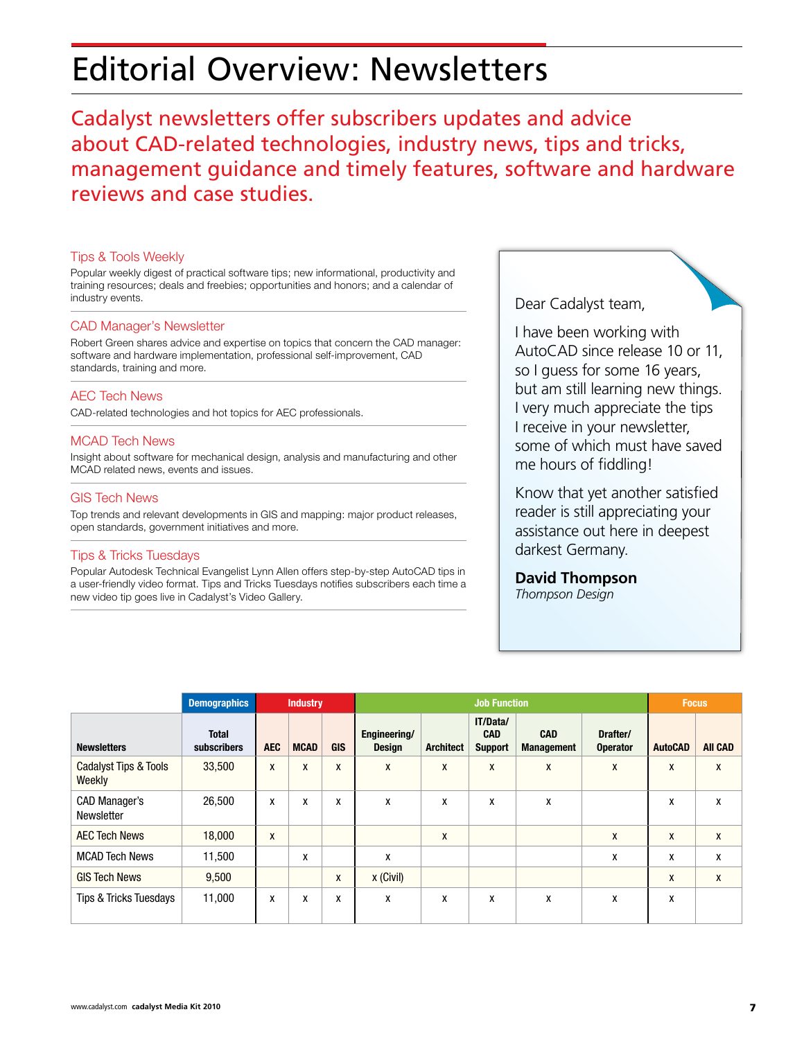# Editorial Overview: Newsletters

Cadalyst newsletters offer subscribers updates and advice about CAD-related technologies, industry news, tips and tricks, management guidance and timely features, software and hardware reviews and case studies.

### Tips & Tools Weekly

Popular weekly digest of practical software tips; new informational, productivity and training resources; deals and freebies; opportunities and honors; and a calendar of industry events.

### CAD Manager's Newsletter

Robert Green shares advice and expertise on topics that concern the CAD manager: software and hardware implementation, professional self-improvement, CAD standards, training and more.

### AEC Tech News

CAD-related technologies and hot topics for AEC professionals.

### MCAD Tech News

Insight about software for mechanical design, analysis and manufacturing and other MCAD related news, events and issues.

### GIS Tech News

Top trends and relevant developments in GIS and mapping: major product releases, open standards, government initiatives and more.

### Tips & Tricks Tuesdays

Popular Autodesk Technical Evangelist Lynn Allen offers step-by-step AutoCAD tips in a user-friendly video format. Tips and Tricks Tuesdays notifies subscribers each time a new video tip goes live in Cadalyst's Video Gallery.

Dear Cadalyst team,

I have been working with AutoCAD since release 10 or 11, so I guess for some 16 years, but am still learning new things. I very much appreciate the tips I receive in your newsletter, some of which must have saved me hours of fiddling!

Know that yet another satisfied reader is still appreciating your assistance out here in deepest darkest Germany.

**David Thompson**
*Thompson Design*

| | Demographics | Industry | | | Job Function | | | | | Focus | |
|---|---|---|---|---|---|---|---|---|---|---|---|
| **Newsletters** | **Total subscribers** | **AEC** | **MCAD** | **GIS** | **Engineering/ Design** | **Architect** | **IT/Data/ CAD Support** | **CAD Management** | **Drafter/ Operator** | **AutoCAD** | **All CAD** |
| Cadalyst Tips & Tools Weekly | 33,500 | x | x | x | x | x | x | x | x | x | x |
| CAD Manager's Newsletter | 26,500 | x | x | x | x | x | x | x | | x | x |
| AEC Tech News | 18,000 | x | | | | x | | | x | x | x |
| MCAD Tech News | 11,500 | | x | | x | | | | x | x | x |
| GIS Tech News | 9,500 | | | x | x (Civil) | | | | | x | x |
| Tips & Tricks Tuesdays | 11,000 | x | x | x | x | x | x | x | x | x | |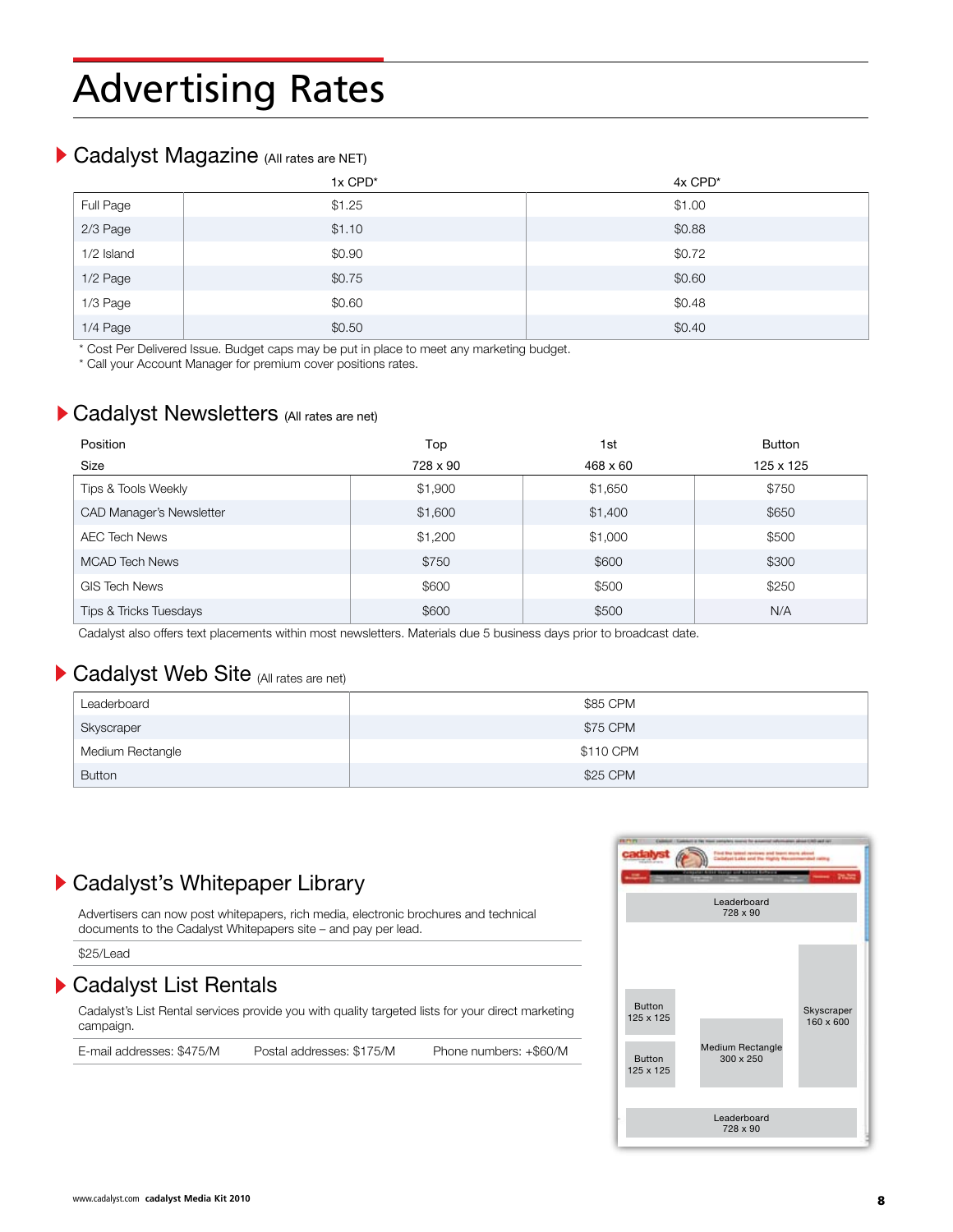# Advertising Rates

## Cadalyst Magazine (All rates are NET)

| | 1x CPD* | 4x CPD* |
|---|---|---|
| Full Page | $1.25 | $1.00 |
| 2/3 Page | $1.10 | $0.88 |
| 1/2 Island | $0.90 | $0.72 |
| 1/2 Page | $0.75 | $0.60 |
| 1/3 Page | $0.60 | $0.48 |
| 1/4 Page | $0.50 | $0.40 |

* Cost Per Delivered Issue. Budget caps may be put in place to meet any marketing budget.
* Call your Account Manager for premium cover positions rates.

## Cadalyst Newsletters (All rates are net)

| Position | Top | 1st | Button |
|---|---|---|---|
| Size | 728 x 90 | 468 x 60 | 125 x 125 |
| Tips & Tools Weekly | $1,900 | $1,650 | $750 |
| CAD Manager's Newsletter | $1,600 | $1,400 | $650 |
| AEC Tech News | $1,200 | $1,000 | $500 |
| MCAD Tech News | $750 | $600 | $300 |
| GIS Tech News | $600 | $500 | $250 |
| Tips & Tricks Tuesdays | $600 | $500 | N/A |

Cadalyst also offers text placements within most newsletters. Materials due 5 business days prior to broadcast date.

## Cadalyst Web Site (All rates are net)

| | |
|---|---|
| Leaderboard | $85 CPM |
| Skyscraper | $75 CPM |
| Medium Rectangle | $110 CPM |
| Button | $25 CPM |

## Cadalyst's Whitepaper Library

Advertisers can now post whitepapers, rich media, electronic brochures and technical documents to the Cadalyst Whitepapers site – and pay per lead.

$25/Lead

## Cadalyst List Rentals

Cadalyst's List Rental services provide you with quality targeted lists for your direct marketing campaign.

E-mail addresses: $475/M    Postal addresses: $175/M    Phone numbers: +$60/M

Leaderboard 728 x 90

Button 125 x 125

Skyscraper 160 x 600

Medium Rectangle 300 x 250

Button 125 x 125

Leaderboard 728 x 90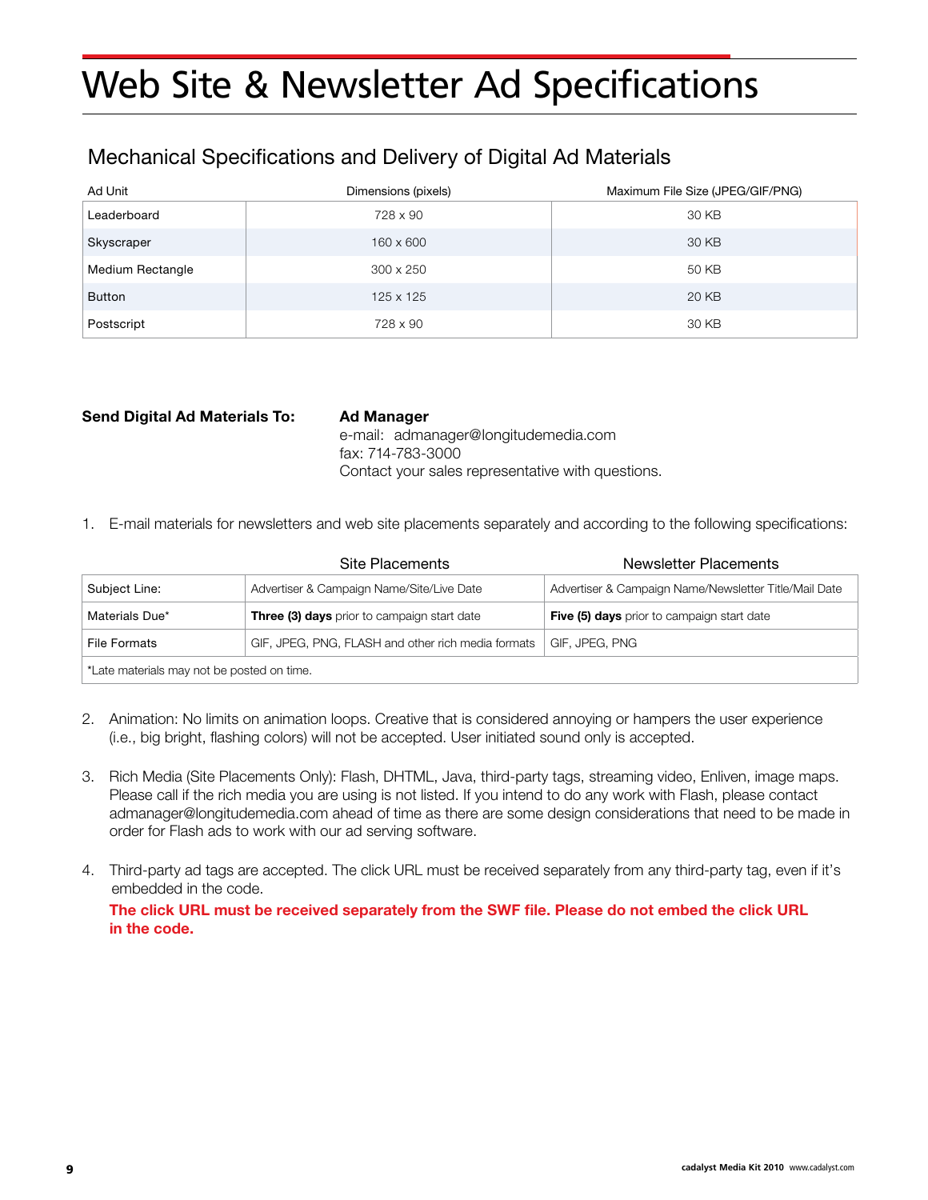# Web Site & Newsletter Ad Specifications

## Mechanical Specifications and Delivery of Digital Ad Materials

| Ad Unit | Dimensions (pixels) | Maximum File Size (JPEG/GIF/PNG) |
|---|---|---|
| Leaderboard | 728 x 90 | 30 KB |
| Skyscraper | 160 x 600 | 30 KB |
| Medium Rectangle | 300 x 250 | 50 KB |
| Button | 125 x 125 | 20 KB |
| Postscript | 728 x 90 | 30 KB |

**Send Digital Ad Materials To:**

**Ad Manager**
e-mail: admanager@longitudemedia.com
fax: 714-783-3000
Contact your sales representative with questions.

1. E-mail materials for newsletters and web site placements separately and according to the following specifications:

| | Site Placements | Newsletter Placements |
|---|---|---|
| Subject Line: | Advertiser & Campaign Name/Site/Live Date | Advertiser & Campaign Name/Newsletter Title/Mail Date |
| Materials Due* | **Three (3) days** prior to campaign start date | **Five (5) days** prior to campaign start date |
| File Formats | GIF, JPEG, PNG, FLASH and other rich media formats | GIF, JPEG, PNG |
| *Late materials may not be posted on time. | | |

2. Animation: No limits on animation loops. Creative that is considered annoying or hampers the user experience (i.e., big bright, flashing colors) will not be accepted. User initiated sound only is accepted.

3. Rich Media (Site Placements Only): Flash, DHTML, Java, third-party tags, streaming video, Enliven, image maps. Please call if the rich media you are using is not listed. If you intend to do any work with Flash, please contact admanager@longitudemedia.com ahead of time as there are some design considerations that need to be made in order for Flash ads to work with our ad serving software.

4. Third-party ad tags are accepted. The click URL must be received separately from any third-party tag, even if it's embedded in the code.

   **The click URL must be received separately from the SWF file. Please do not embed the click URL in the code.**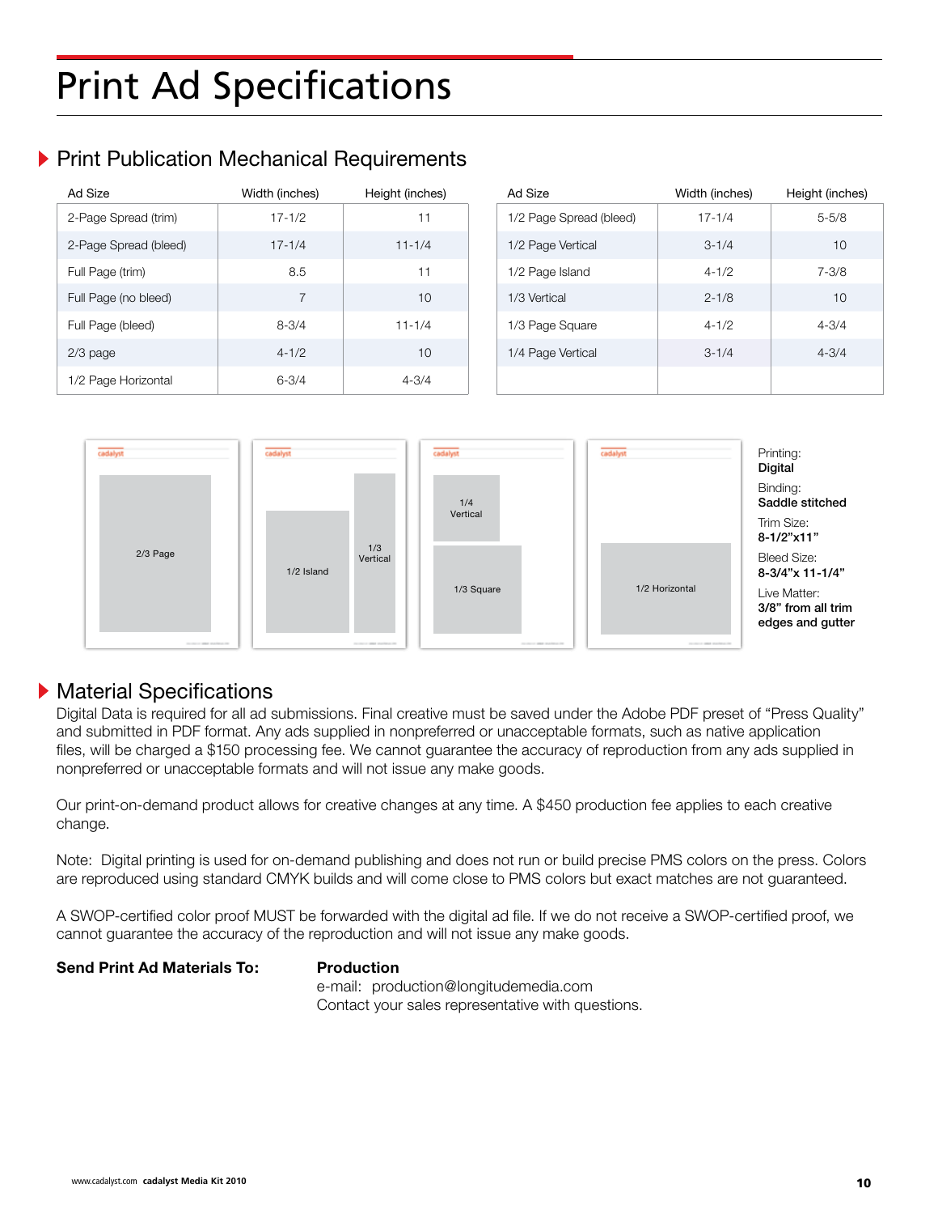# Print Ad Specifications

## Print Publication Mechanical Requirements

| Ad Size | Width (inches) | Height (inches) |
|---|---|---|
| 2-Page Spread (trim) | 17-1/2 | 11 |
| 2-Page Spread (bleed) | 17-1/4 | 11-1/4 |
| Full Page (trim) | 8.5 | 11 |
| Full Page (no bleed) | 7 | 10 |
| Full Page (bleed) | 8-3/4 | 11-1/4 |
| 2/3 page | 4-1/2 | 10 |
| 1/2 Page Horizontal | 6-3/4 | 4-3/4 |

| Ad Size | Width (inches) | Height (inches) |
|---|---|---|
| 1/2 Page Spread (bleed) | 17-1/4 | 5-5/8 |
| 1/2 Page Vertical | 3-1/4 | 10 |
| 1/2 Page Island | 4-1/2 | 7-3/8 |
| 1/3 Vertical | 2-1/8 | 10 |
| 1/3 Page Square | 4-1/2 | 4-3/4 |
| 1/4 Page Vertical | 3-1/4 | 4-3/4 |

Printing:
**Digital**

Binding:
**Saddle stitched**

Trim Size:
**8-1/2”x11”**

Bleed Size:
**8-3/4”x 11-1/4”**

Live Matter:
**3/8” from all trim edges and gutter**

## Material Specifications

Digital Data is required for all ad submissions. Final creative must be saved under the Adobe PDF preset of “Press Quality” and submitted in PDF format. Any ads supplied in nonpreferred or unacceptable formats, such as native application files, will be charged a $150 processing fee. We cannot guarantee the accuracy of reproduction from any ads supplied in nonpreferred or unacceptable formats and will not issue any make goods.

Our print-on-demand product allows for creative changes at any time. A $450 production fee applies to each creative change.

Note: Digital printing is used for on-demand publishing and does not run or build precise PMS colors on the press. Colors are reproduced using standard CMYK builds and will come close to PMS colors but exact matches are not guaranteed.

A SWOP-certified color proof MUST be forwarded with the digital ad file. If we do not receive a SWOP-certified proof, we cannot guarantee the accuracy of the reproduction and will not issue any make goods.

**Send Print Ad Materials To:**

**Production**
e-mail: production@longitudemedia.com
Contact your sales representative with questions.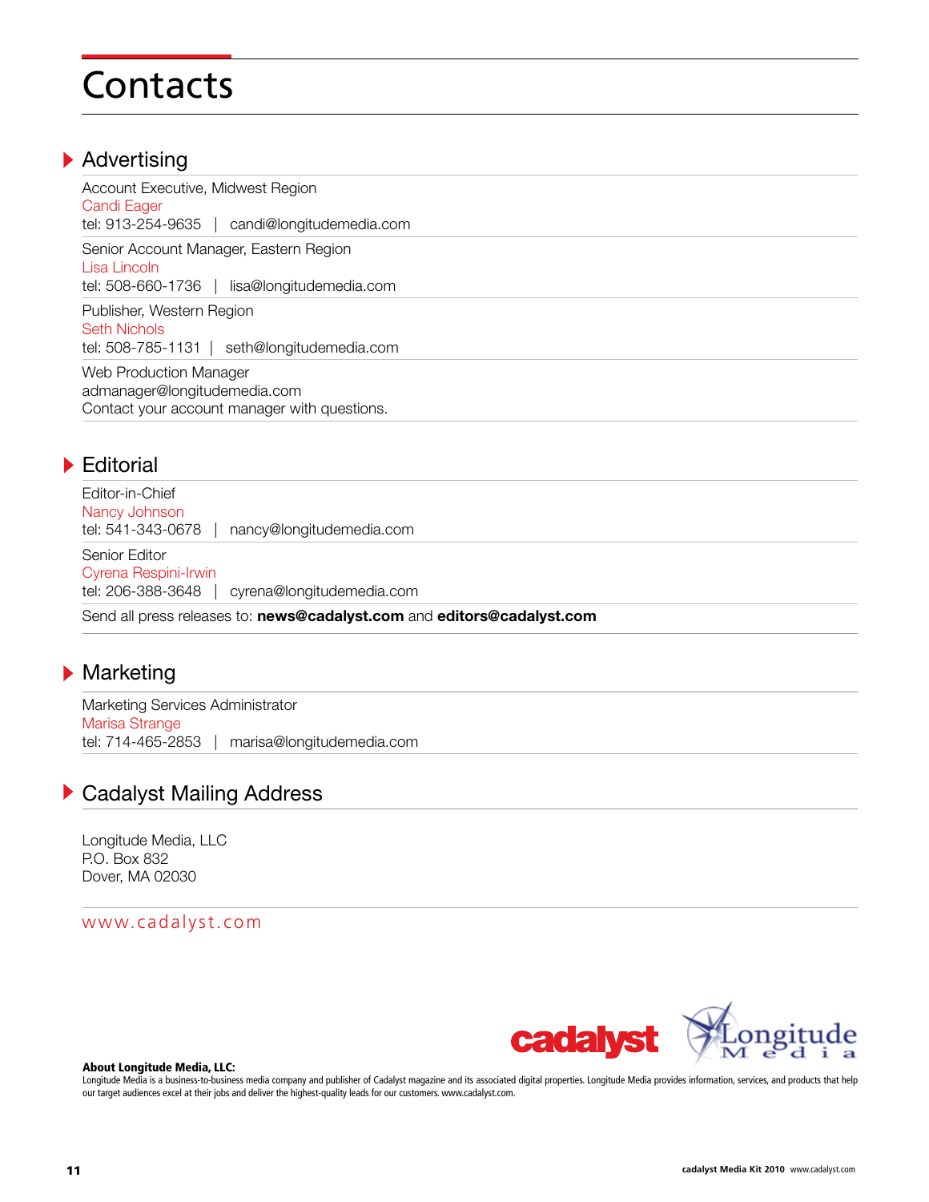# Contacts

## Advertising

Account Executive, Midwest Region
Candi Eager
tel: 913-254-9635 | candi@longitudemedia.com

Senior Account Manager, Eastern Region
Lisa Lincoln
tel: 508-660-1736 | lisa@longitudemedia.com

Publisher, Western Region
Seth Nichols
tel: 508-785-1131 | seth@longitudemedia.com

Web Production Manager
admanager@longitudemedia.com
Contact your account manager with questions.

## Editorial

Editor-in-Chief
Nancy Johnson
tel: 541-343-0678 | nancy@longitudemedia.com

Senior Editor
Cyrena Respini-Irwin
tel: 206-388-3648 | cyrena@longitudemedia.com

Send all press releases to: **news@cadalyst.com** and **editors@cadalyst.com**

## Marketing

Marketing Services Administrator
Marisa Strange
tel: 714-465-2853 | marisa@longitudemedia.com

## Cadalyst Mailing Address

Longitude Media, LLC
P.O. Box 832
Dover, MA 02030

www.cadalyst.com

cadalyst Longitude Media

**About Longitude Media, LLC:**
Longitude Media is a business-to-business media company and publisher of Cadalyst magazine and its associated digital properties. Longitude Media provides information, services, and products that help our target audiences excel at their jobs and deliver the highest-quality leads for our customers. www.cadalyst.com.